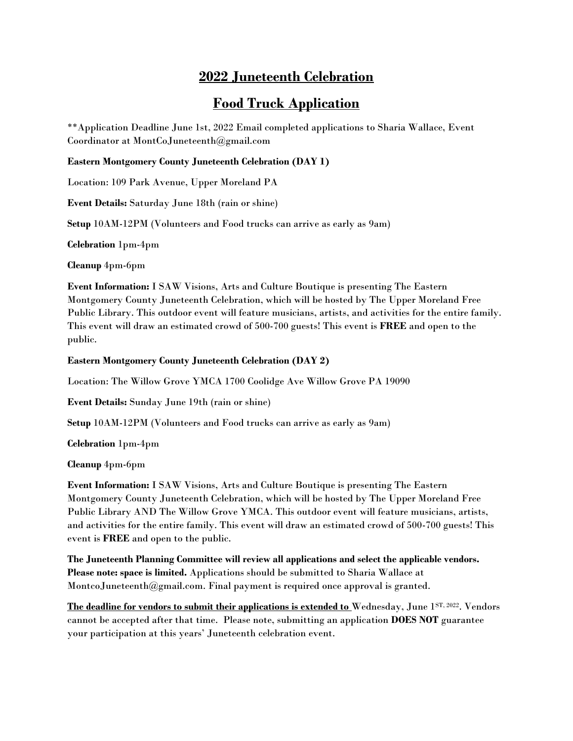# 2022 Juneteenth Celebration

# Food Truck Application

**Application Deadline June 1st, 2022 Email completed applications to Sharia Wallace, Event Coordinator at MontCoJuneteenth@gmail.com

**Eastern Montgomery County Juneteenth Celebration (DAY 1)**

Location: 109 Park Avenue, Upper Moreland PA

**Event Details:** Saturday June 18th (rain or shine)

**Setup** 10AM-12PM (Volunteers and Food trucks can arrive as early as 9am)

**Celebration** 1pm-4pm

**Cleanup** 4pm-6pm

**Event Information:** I SAW Visions, Arts and Culture Boutique is presenting The Eastern Montgomery County Juneteenth Celebration, which will be hosted by The Upper Moreland Free Public Library. This outdoor event will feature musicians, artists, and activities for the entire family. This event will draw an estimated crowd of 500-700 guests! This event is **FREE** and open to the public.

**Eastern Montgomery County Juneteenth Celebration (DAY 2)**

Location: The Willow Grove YMCA 1700 Coolidge Ave Willow Grove PA 19090

**Event Details:** Sunday June 19th (rain or shine)

**Setup** 10AM-12PM (Volunteers and Food trucks can arrive as early as 9am)

**Celebration** 1pm-4pm

**Cleanup** 4pm-6pm

**Event Information:** I SAW Visions, Arts and Culture Boutique is presenting The Eastern Montgomery County Juneteenth Celebration, which will be hosted by The Upper Moreland Free Public Library AND The Willow Grove YMCA. This outdoor event will feature musicians, artists, and activities for the entire family. This event will draw an estimated crowd of 500-700 guests! This event is **FREE** and open to the public.

**The Juneteenth Planning Committee will review all applications and select the applicable vendors. Please note: space is limited.** Applications should be submitted to Sharia Wallace at MontcoJuneteenth@gmail.com. Final payment is required once approval is granted.

**The deadline for vendors to submit their applications is extended to** Wednesday, June 1ST, 2022. Vendors cannot be accepted after that time. Please note, submitting an application **DOES NOT** guarantee your participation at this years' Juneteenth celebration event.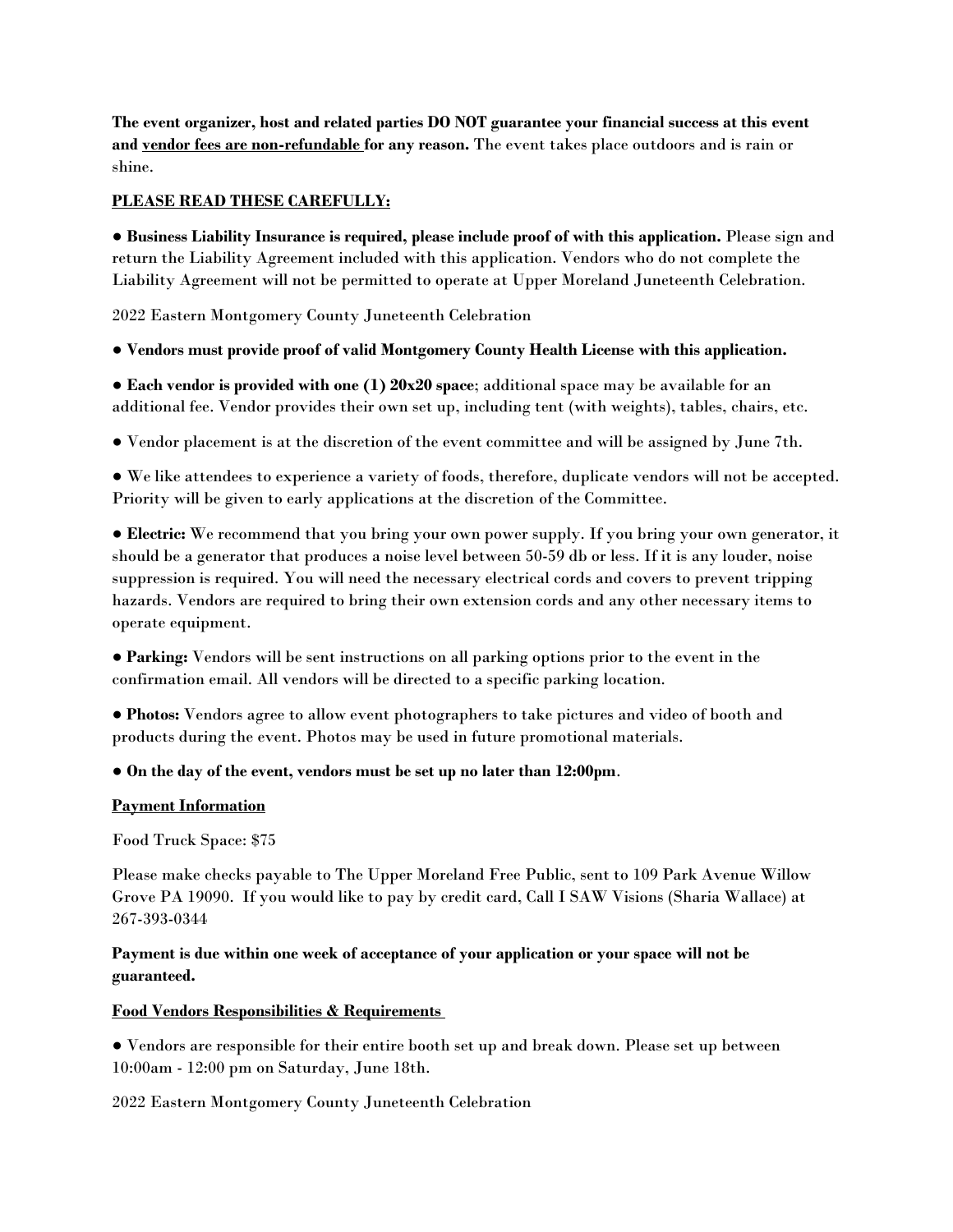**The event organizer, host and related parties DO NOT guarantee your financial success at this event and vendor fees are non-refundable for any reason.** The event takes place outdoors and is rain or shine.

**PLEASE READ THESE CAREFULLY:**

● **Business Liability Insurance is required, please include proof of with this application.** Please sign and return the Liability Agreement included with this application. Vendors who do not complete the Liability Agreement will not be permitted to operate at Upper Moreland Juneteenth Celebration.

● **Vendors must provide proof of valid Montgomery County Health License with this application.**

● **Each vendor is provided with one (1) 20x20 space**; additional space may be available for an additional fee. Vendor provides their own set up, including tent (with weights), tables, chairs, etc.

● Vendor placement is at the discretion of the event committee and will be assigned by June 7th.

● We like attendees to experience a variety of foods, therefore, duplicate vendors will not be accepted. Priority will be given to early applications at the discretion of the Committee.

● **Electric:** We recommend that you bring your own power supply. If you bring your own generator, it should be a generator that produces a noise level between 50-59 db or less. If it is any louder, noise suppression is required. You will need the necessary electrical cords and covers to prevent tripping hazards. Vendors are required to bring their own extension cords and any other necessary items to operate equipment.

● **Parking:** Vendors will be sent instructions on all parking options prior to the event in the confirmation email. All vendors will be directed to a specific parking location.

● **Photos:** Vendors agree to allow event photographers to take pictures and video of booth and products during the event. Photos may be used in future promotional materials.

● **On the day of the event, vendors must be set up no later than 12:00pm**.

**Payment Information**

Food Truck Space: $75

Please make checks payable to The Upper Moreland Free Public, sent to 109 Park Avenue Willow Grove PA 19090. If you would like to pay by credit card, Call I SAW Visions (Sharia Wallace) at 267-393-0344

**Payment is due within one week of acceptance of your application or your space will not be guaranteed.**

**Food Vendors Responsibilities & Requirements**

● Vendors are responsible for their entire booth set up and break down. Please set up between 10:00am - 12:00 pm on Saturday, June 18th.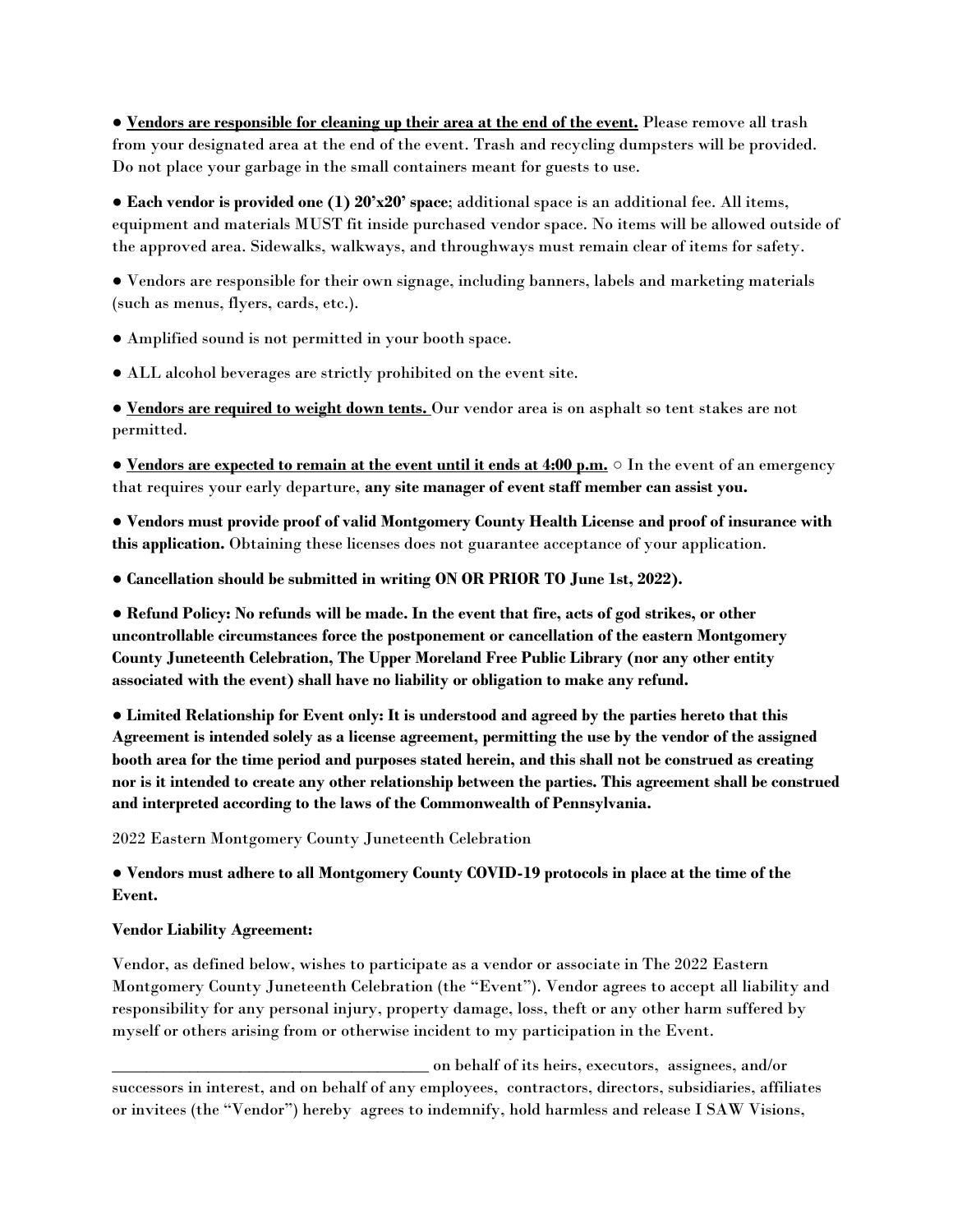● **Vendors are responsible for cleaning up their area at the end of the event.** Please remove all trash from your designated area at the end of the event. Trash and recycling dumpsters will be provided. Do not place your garbage in the small containers meant for guests to use.

● **Each vendor is provided one (1) 20'x20' space**; additional space is an additional fee. All items, equipment and materials MUST fit inside purchased vendor space. No items will be allowed outside of the approved area. Sidewalks, walkways, and throughways must remain clear of items for safety.

● Vendors are responsible for their own signage, including banners, labels and marketing materials (such as menus, flyers, cards, etc.).

● Amplified sound is not permitted in your booth space.

● ALL alcohol beverages are strictly prohibited on the event site.

● **Vendors are required to weight down tents.** Our vendor area is on asphalt so tent stakes are not permitted.

● **Vendors are expected to remain at the event until it ends at 4:00 p.m.** ○ In the event of an emergency that requires your early departure, **any site manager of event staff member can assist you.**

● **Vendors must provide proof of valid Montgomery County Health License and proof of insurance with this application.** Obtaining these licenses does not guarantee acceptance of your application.

● **Cancellation should be submitted in writing ON OR PRIOR TO June 1st, 2022).**

● **Refund Policy: No refunds will be made. In the event that fire, acts of god strikes, or other uncontrollable circumstances force the postponement or cancellation of the eastern Montgomery County Juneteenth Celebration, The Upper Moreland Free Public Library (nor any other entity associated with the event) shall have no liability or obligation to make any refund.**

● **Limited Relationship for Event only: It is understood and agreed by the parties hereto that this Agreement is intended solely as a license agreement, permitting the use by the vendor of the assigned booth area for the time period and purposes stated herein, and this shall not be construed as creating nor is it intended to create any other relationship between the parties. This agreement shall be construed and interpreted according to the laws of the Commonwealth of Pennsylvania.**

2022 Eastern Montgomery County Juneteenth Celebration

● **Vendors must adhere to all Montgomery County COVID-19 protocols in place at the time of the Event.**

**Vendor Liability Agreement:**

Vendor, as defined below, wishes to participate as a vendor or associate in The 2022 Eastern Montgomery County Juneteenth Celebration (the "Event"). Vendor agrees to accept all liability and responsibility for any personal injury, property damage, loss, theft or any other harm suffered by myself or others arising from or otherwise incident to my participation in the Event.

_______________________________________ on behalf of its heirs, executors, assignees, and/or successors in interest, and on behalf of any employees, contractors, directors, subsidiaries, affiliates or invitees (the "Vendor") hereby agrees to indemnify, hold harmless and release I SAW Visions,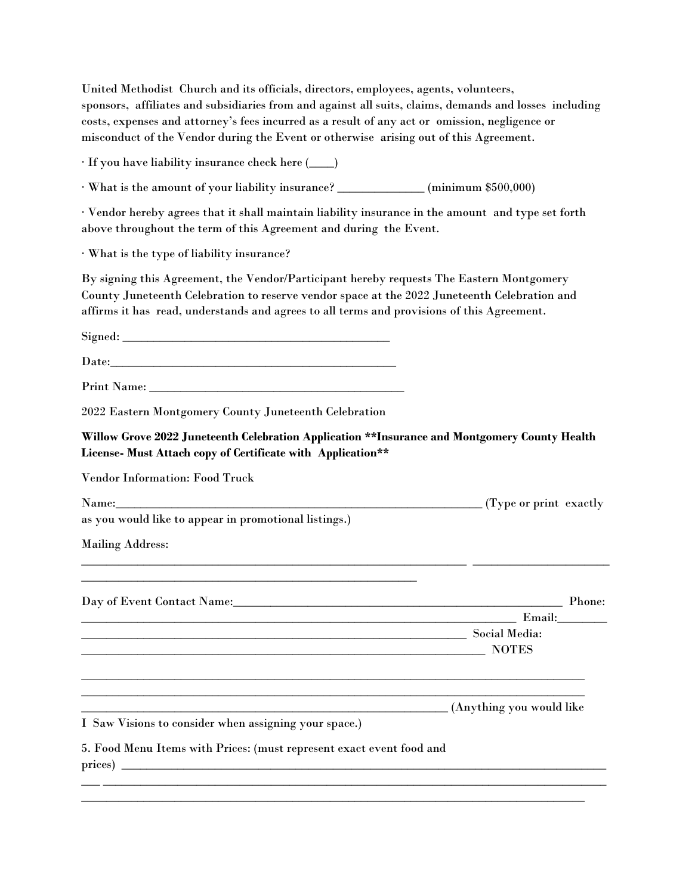United Methodist Church and its officials, directors, employees, agents, volunteers, sponsors, affiliates and subsidiaries from and against all suits, claims, demands and losses including costs, expenses and attorney's fees incurred as a result of any act or omission, negligence or misconduct of the Vendor during the Event or otherwise arising out of this Agreement.

· If you have liability insurance check here (____)

· What is the amount of your liability insurance? ______________ (minimum $500,000)

· Vendor hereby agrees that it shall maintain liability insurance in the amount and type set forth above throughout the term of this Agreement and during the Event.

· What is the type of liability insurance?

By signing this Agreement, the Vendor/Participant hereby requests The Eastern Montgomery County Juneteenth Celebration to reserve vendor space at the 2022 Juneteenth Celebration and affirms it has read, understands and agrees to all terms and provisions of this Agreement.

Signed: ____________________________________________

Date:______________________________________________

Print Name: ________________________________________

2022 Eastern Montgomery County Juneteenth Celebration

**Willow Grove 2022 Juneteenth Celebration Application **Insurance and Montgomery County Health License- Must Attach copy of Certificate with Application****

Vendor Information: Food Truck

Name:______________________________________________________________ (Type or print exactly as you would like to appear in promotional listings.)

Mailing Address:

_________________________________________________________________ ______________________

________________________________________________________

Day of Event Contact Name:_____________________________________________________ Phone: _________________________________________________________________________ Email:________ _________________________________________________________________ Social Media: ____________________________________________________________________ NOTES

_________________________________________________________________________________

_________________________________________________________________________________

_____________________________________________________________ (Anything you would like I Saw Visions to consider when assigning your space.)

5. Food Menu Items with Prices: (must represent exact event food and prices) _________________________________________________________________________________

___ _____________________________________________________________________________________

_________________________________________________________________________________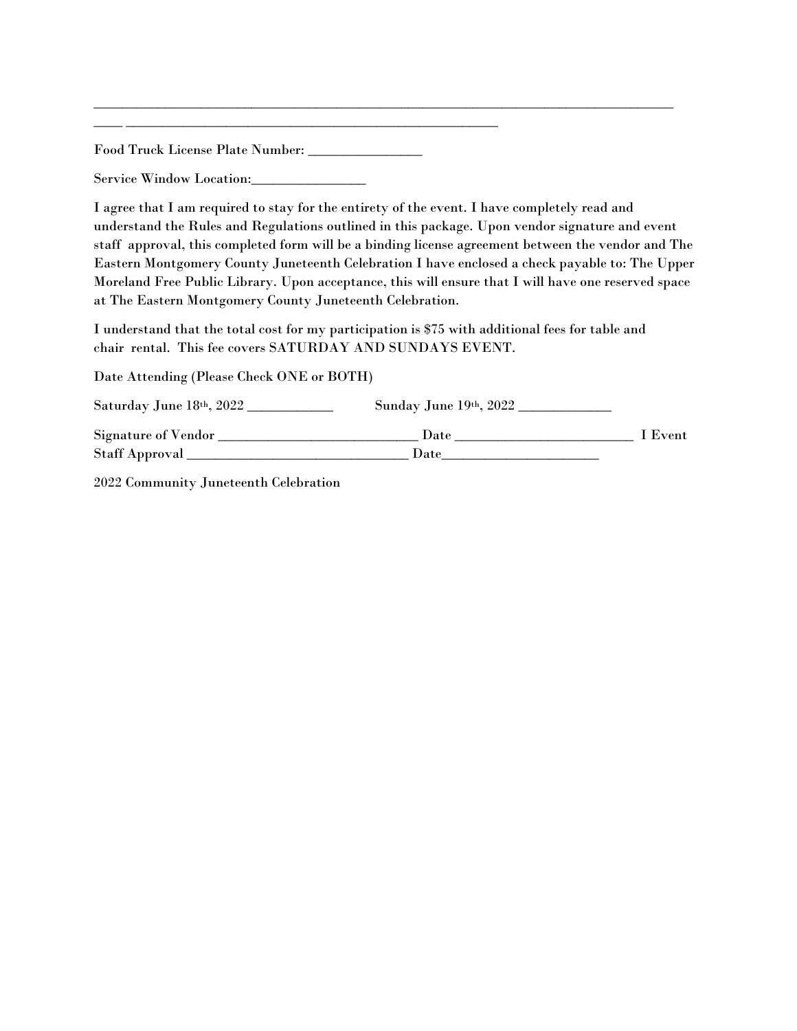___________________________________________________________________________

____ ________________________________________________

Food Truck License Plate Number: _______________

Service Window Location:_______________

I agree that I am required to stay for the entirety of the event. I have completely read and understand the Rules and Regulations outlined in this package. Upon vendor signature and event staff approval, this completed form will be a binding license agreement between the vendor and The Eastern Montgomery County Juneteenth Celebration I have enclosed a check payable to: The Upper Moreland Free Public Library. Upon acceptance, this will ensure that I will have one reserved space at The Eastern Montgomery County Juneteenth Celebration.

I understand that the total cost for my participation is $75 with additional fees for table and chair rental. This fee covers SATURDAY AND SUNDAYS EVENT.

Date Attending (Please Check ONE or BOTH)

Saturday June 18th, 2022 ___________ Sunday June 19th, 2022 ____________

Signature of Vendor ___________________________ Date ________________________ I Event
Staff Approval _____________________________ Date____________________

2022 Community Juneteenth Celebration